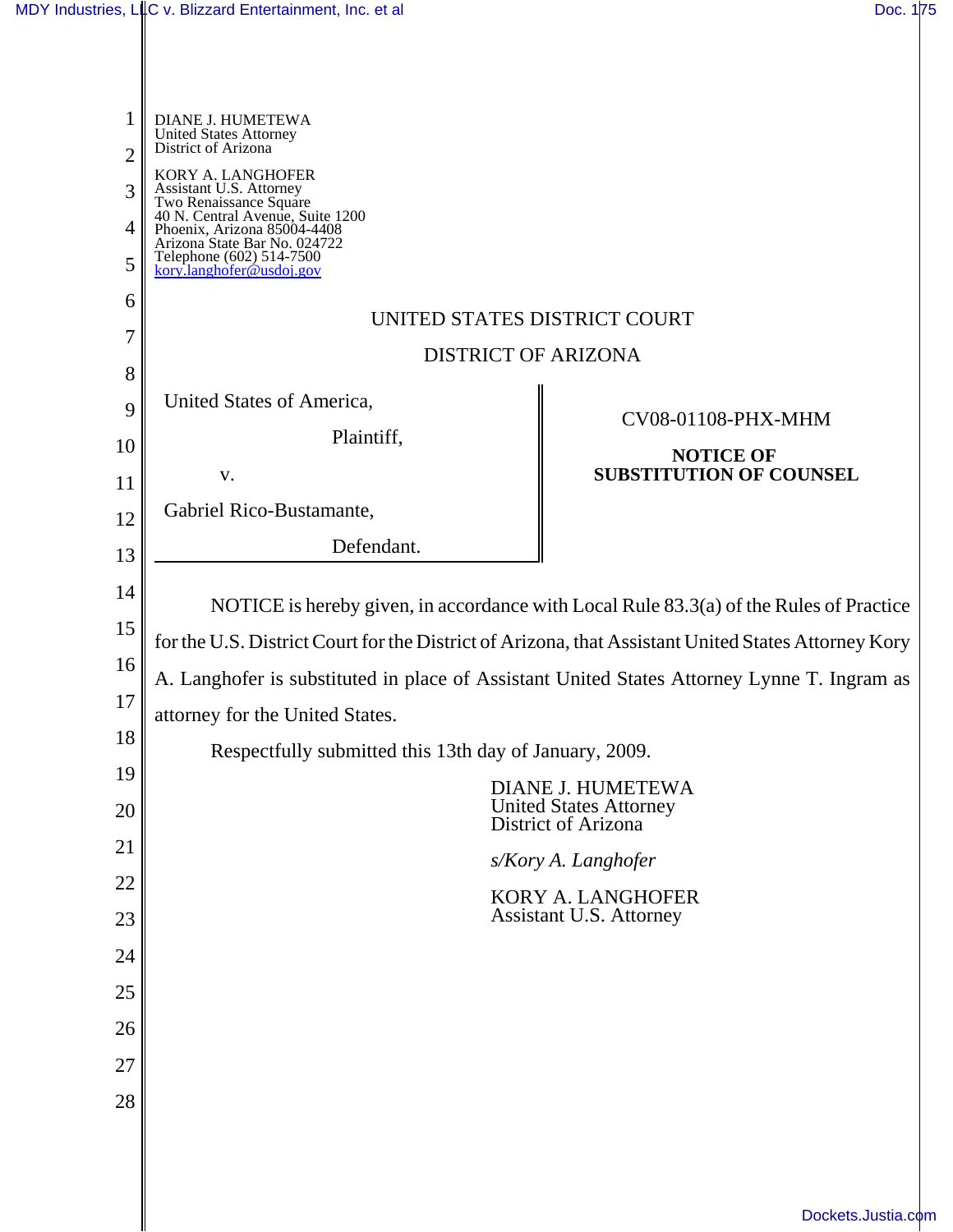DIANE J. HUMETEWA
United States Attorney
District of Arizona

KORY A. LANGHOFER
Assistant U.S. Attorney
Two Renaissance Square
40 N. Central Avenue, Suite 1200
Phoenix, Arizona 85004-4408
Arizona State Bar No. 024722
Telephone (602) 514-7500
kory.langhofer@usdoj.gov

UNITED STATES DISTRICT COURT

DISTRICT OF ARIZONA

United States of America,

Plaintiff,

v.

Gabriel Rico-Bustamante,

Defendant.

CV08-01108-PHX-MHM

**NOTICE OF SUBSTITUTION OF COUNSEL**

NOTICE is hereby given, in accordance with Local Rule 83.3(a) of the Rules of Practice for the U.S. District Court for the District of Arizona, that Assistant United States Attorney Kory A. Langhofer is substituted in place of Assistant United States Attorney Lynne T. Ingram as attorney for the United States.

Respectfully submitted this 13th day of January, 2009.

DIANE J. HUMETEWA
United States Attorney
District of Arizona

*s/Kory A. Langhofer*

KORY A. LANGHOFER
Assistant U.S. Attorney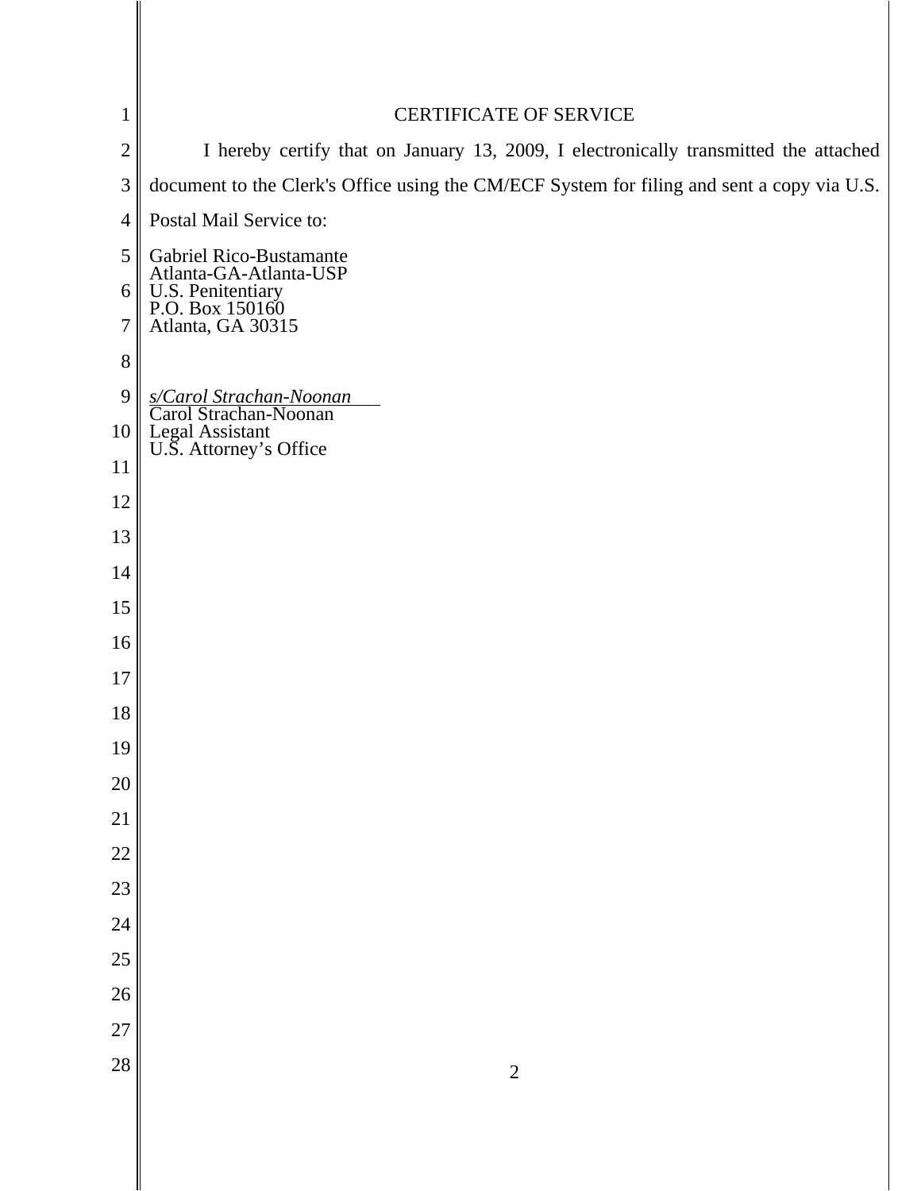# CERTIFICATE OF SERVICE

I hereby certify that on January 13, 2009, I electronically transmitted the attached document to the Clerk's Office using the CM/ECF System for filing and sent a copy via U.S. Postal Mail Service to:

Gabriel Rico-Bustamante  
Atlanta-GA-Atlanta-USP  
U.S. Penitentiary  
P.O. Box 150160  
Atlanta, GA 30315

*s/Carol Strachan-Noonan*  
Carol Strachan-Noonan  
Legal Assistant  
U.S. Attorney's Office